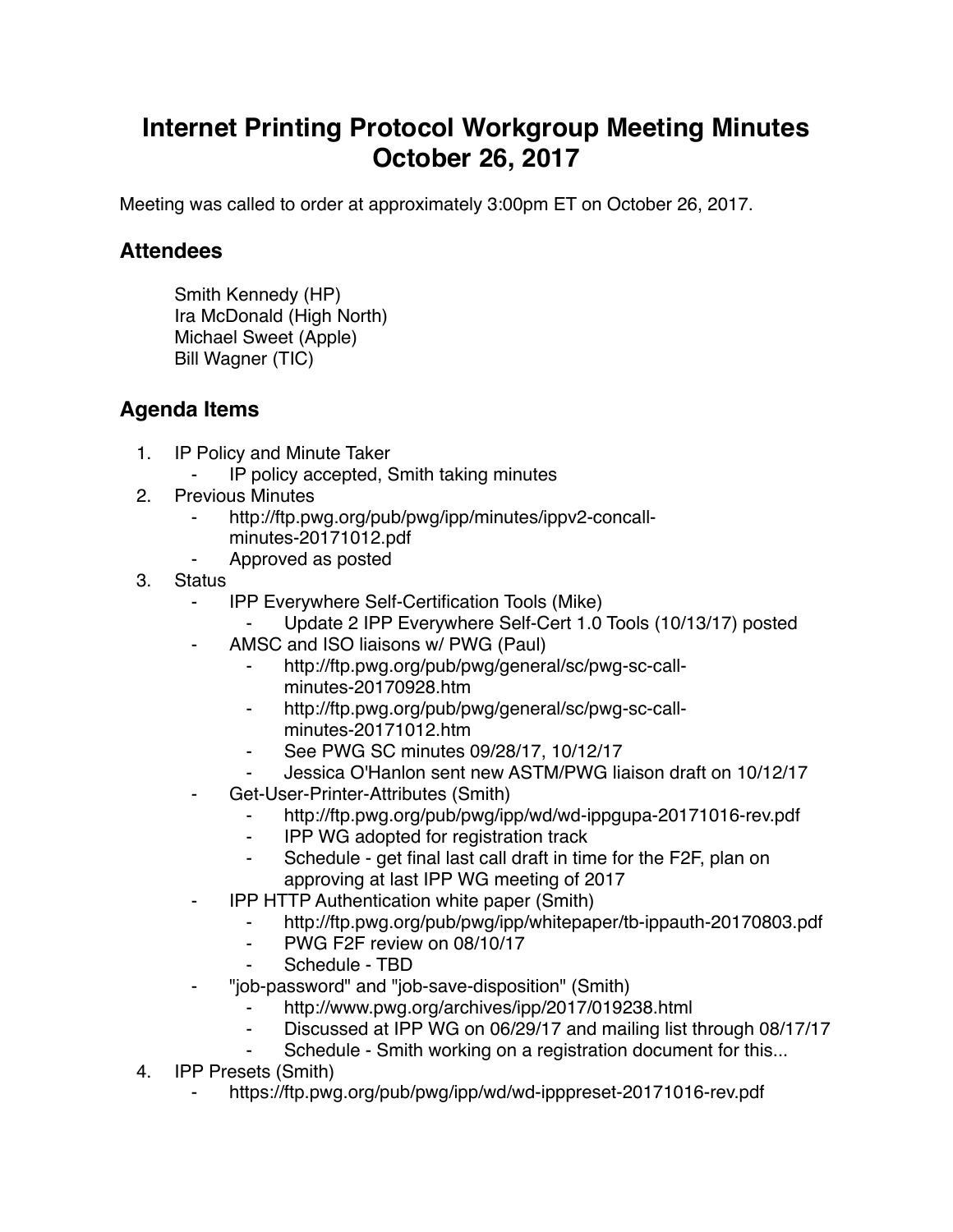# Internet Printing Protocol Workgroup Meeting Minutes October 26, 2017

Meeting was called to order at approximately 3:00pm ET on October 26, 2017.

## Attendees

Smith Kennedy (HP)
Ira McDonald (High North)
Michael Sweet (Apple)
Bill Wagner (TIC)

## Agenda Items

1. IP Policy and Minute Taker
    - IP policy accepted, Smith taking minutes
2. Previous Minutes
    - http://ftp.pwg.org/pub/pwg/ipp/minutes/ippv2-concall-minutes-20171012.pdf
    - Approved as posted
3. Status
    - IPP Everywhere Self-Certification Tools (Mike)
        - Update 2 IPP Everywhere Self-Cert 1.0 Tools (10/13/17) posted
    - AMSC and ISO liaisons w/ PWG (Paul)
        - http://ftp.pwg.org/pub/pwg/general/sc/pwg-sc-call-minutes-20170928.htm
        - http://ftp.pwg.org/pub/pwg/general/sc/pwg-sc-call-minutes-20171012.htm
        - See PWG SC minutes 09/28/17, 10/12/17
        - Jessica O'Hanlon sent new ASTM/PWG liaison draft on 10/12/17
    - Get-User-Printer-Attributes (Smith)
        - http://ftp.pwg.org/pub/pwg/ipp/wd/wd-ippgupa-20171016-rev.pdf
        - IPP WG adopted for registration track
        - Schedule - get final last call draft in time for the F2F, plan on approving at last IPP WG meeting of 2017
    - IPP HTTP Authentication white paper (Smith)
        - http://ftp.pwg.org/pub/pwg/ipp/whitepaper/tb-ippauth-20170803.pdf
        - PWG F2F review on 08/10/17
        - Schedule - TBD
    - "job-password" and "job-save-disposition" (Smith)
        - http://www.pwg.org/archives/ipp/2017/019238.html
        - Discussed at IPP WG on 06/29/17 and mailing list through 08/17/17
        - Schedule - Smith working on a registration document for this...
4. IPP Presets (Smith)
    - https://ftp.pwg.org/pub/pwg/ipp/wd/wd-ipppreset-20171016-rev.pdf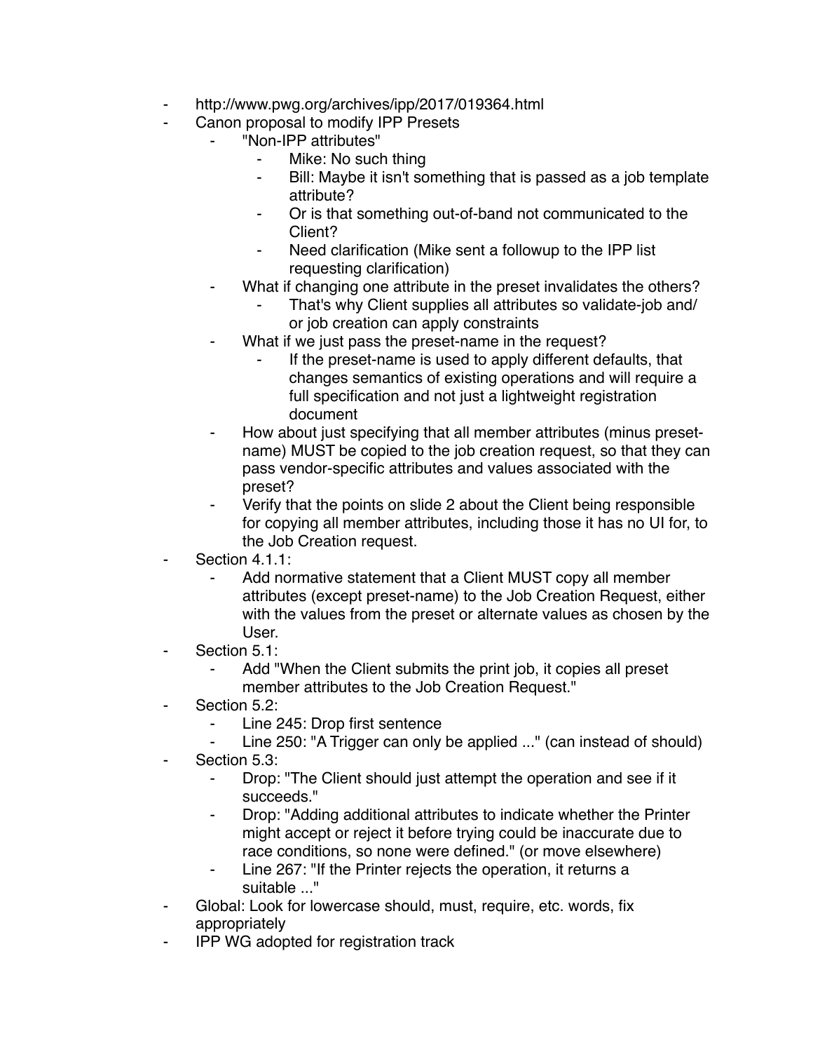- http://www.pwg.org/archives/ipp/2017/019364.html
- Canon proposal to modify IPP Presets
    - "Non-IPP attributes"
        - Mike: No such thing
        - Bill: Maybe it isn't something that is passed as a job template attribute?
        - Or is that something out-of-band not communicated to the Client?
        - Need clarification (Mike sent a followup to the IPP list requesting clarification)
    - What if changing one attribute in the preset invalidates the others?
        - That's why Client supplies all attributes so validate-job and/or job creation can apply constraints
    - What if we just pass the preset-name in the request?
        - If the preset-name is used to apply different defaults, that changes semantics of existing operations and will require a full specification and not just a lightweight registration document
    - How about just specifying that all member attributes (minus preset-name) MUST be copied to the job creation request, so that they can pass vendor-specific attributes and values associated with the preset?
    - Verify that the points on slide 2 about the Client being responsible for copying all member attributes, including those it has no UI for, to the Job Creation request.
- Section 4.1.1:
    - Add normative statement that a Client MUST copy all member attributes (except preset-name) to the Job Creation Request, either with the values from the preset or alternate values as chosen by the User.
- Section 5.1:
    - Add "When the Client submits the print job, it copies all preset member attributes to the Job Creation Request."
- Section 5.2:
    - Line 245: Drop first sentence
    - Line 250: "A Trigger can only be applied ..." (can instead of should)
- Section 5.3:
    - Drop: "The Client should just attempt the operation and see if it succeeds."
    - Drop: "Adding additional attributes to indicate whether the Printer might accept or reject it before trying could be inaccurate due to race conditions, so none were defined." (or move elsewhere)
    - Line 267: "If the Printer rejects the operation, it returns a suitable ..."
- Global: Look for lowercase should, must, require, etc. words, fix appropriately
- IPP WG adopted for registration track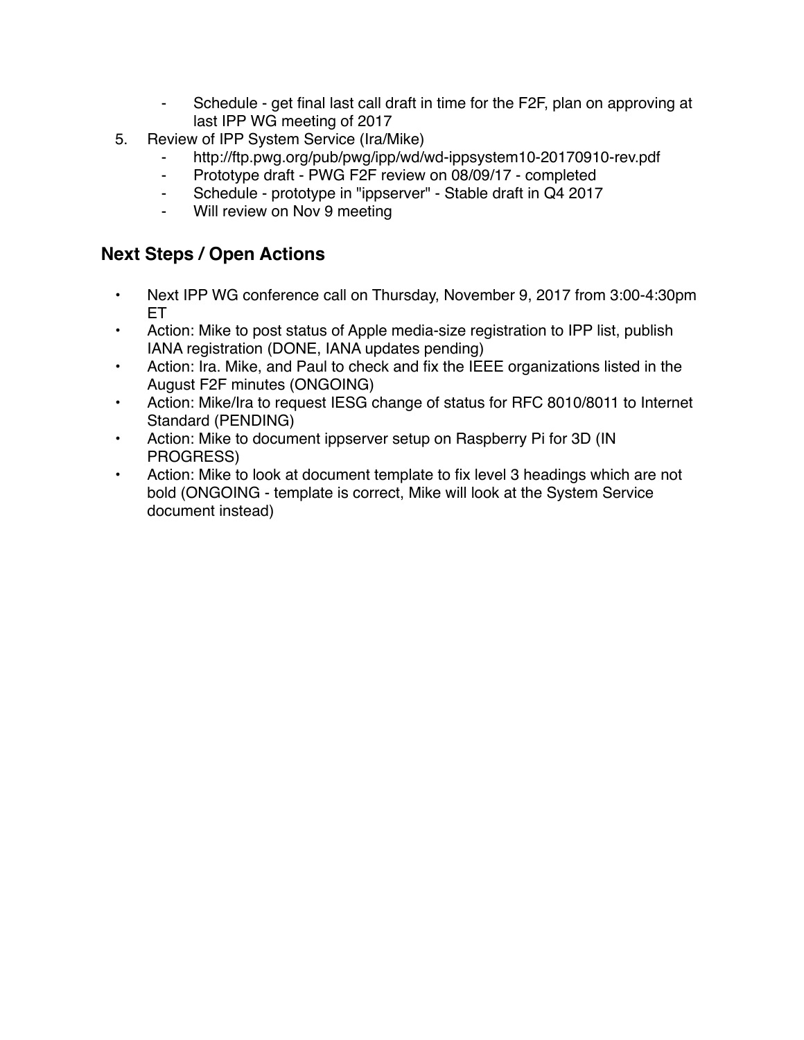- Schedule - get final last call draft in time for the F2F, plan on approving at last IPP WG meeting of 2017
5. Review of IPP System Service (Ira/Mike)
    - http://ftp.pwg.org/pub/pwg/ipp/wd/wd-ippsystem10-20170910-rev.pdf
    - Prototype draft - PWG F2F review on 08/09/17 - completed
    - Schedule - prototype in "ippserver" - Stable draft in Q4 2017
    - Will review on Nov 9 meeting

## Next Steps / Open Actions

- Next IPP WG conference call on Thursday, November 9, 2017 from 3:00-4:30pm ET
- Action: Mike to post status of Apple media-size registration to IPP list, publish IANA registration (DONE, IANA updates pending)
- Action: Ira. Mike, and Paul to check and fix the IEEE organizations listed in the August F2F minutes (ONGOING)
- Action: Mike/Ira to request IESG change of status for RFC 8010/8011 to Internet Standard (PENDING)
- Action: Mike to document ippserver setup on Raspberry Pi for 3D (IN PROGRESS)
- Action: Mike to look at document template to fix level 3 headings which are not bold (ONGOING - template is correct, Mike will look at the System Service document instead)